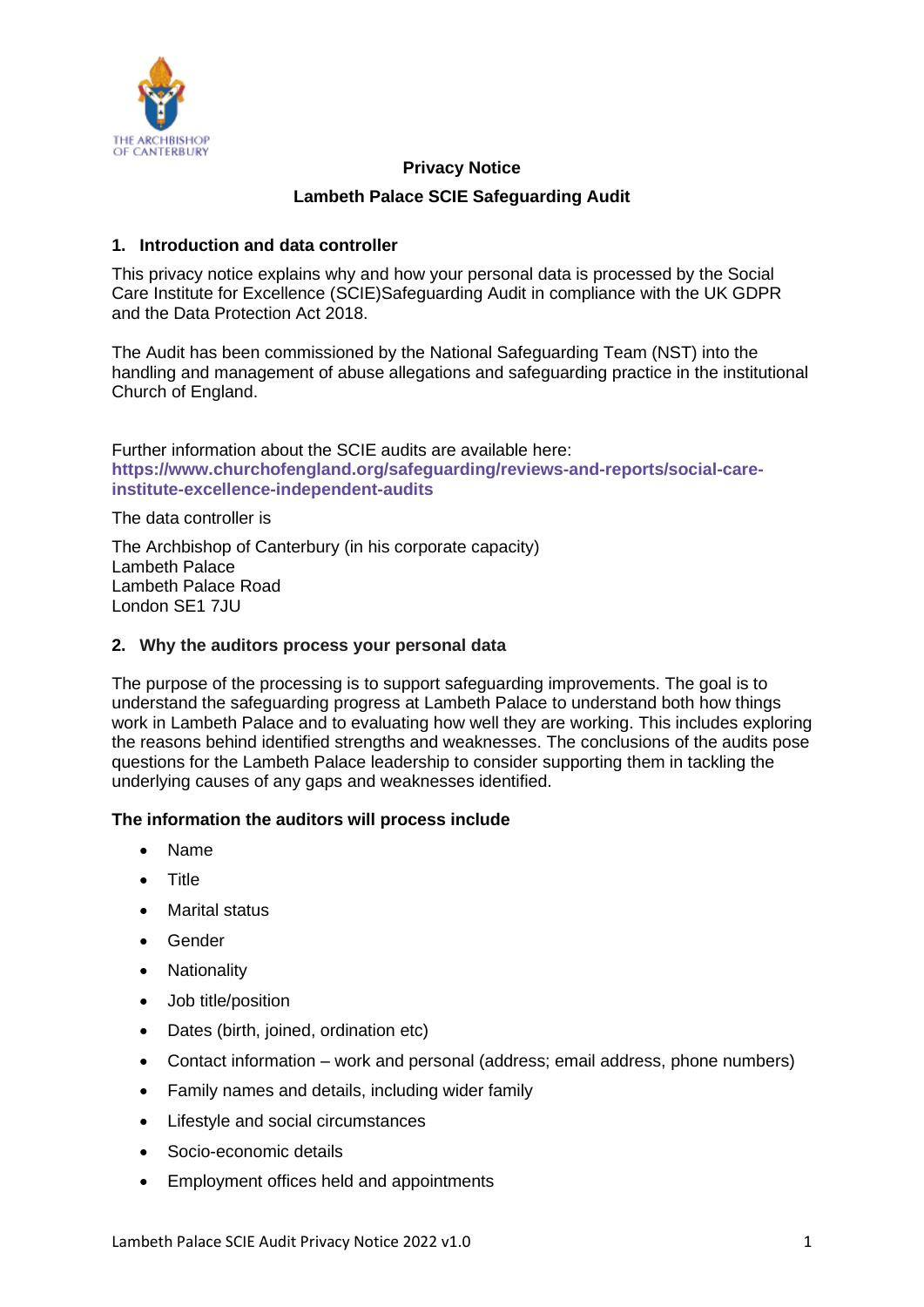THE ARCHBISHOP OF CANTERBURY

**Privacy Notice**

**Lambeth Palace SCIE Safeguarding Audit**

## 1. Introduction and data controller

This privacy notice explains why and how your personal data is processed by the Social Care Institute for Excellence (SCIE)Safeguarding Audit in compliance with the UK GDPR and the Data Protection Act 2018.

The Audit has been commissioned by the National Safeguarding Team (NST) into the handling and management of abuse allegations and safeguarding practice in the institutional Church of England.

Further information about the SCIE audits are available here: **https://www.churchofengland.org/safeguarding/reviews-and-reports/social-care-institute-excellence-independent-audits**

The data controller is

The Archbishop of Canterbury (in his corporate capacity)
Lambeth Palace
Lambeth Palace Road
London SE1 7JU

## 2. Why the auditors process your personal data

The purpose of the processing is to support safeguarding improvements. The goal is to understand the safeguarding progress at Lambeth Palace to understand both how things work in Lambeth Palace and to evaluating how well they are working. This includes exploring the reasons behind identified strengths and weaknesses. The conclusions of the audits pose questions for the Lambeth Palace leadership to consider supporting them in tackling the underlying causes of any gaps and weaknesses identified.

**The information the auditors will process include**

- Name
- Title
- Marital status
- Gender
- Nationality
- Job title/position
- Dates (birth, joined, ordination etc)
- Contact information – work and personal (address; email address, phone numbers)
- Family names and details, including wider family
- Lifestyle and social circumstances
- Socio-economic details
- Employment offices held and appointments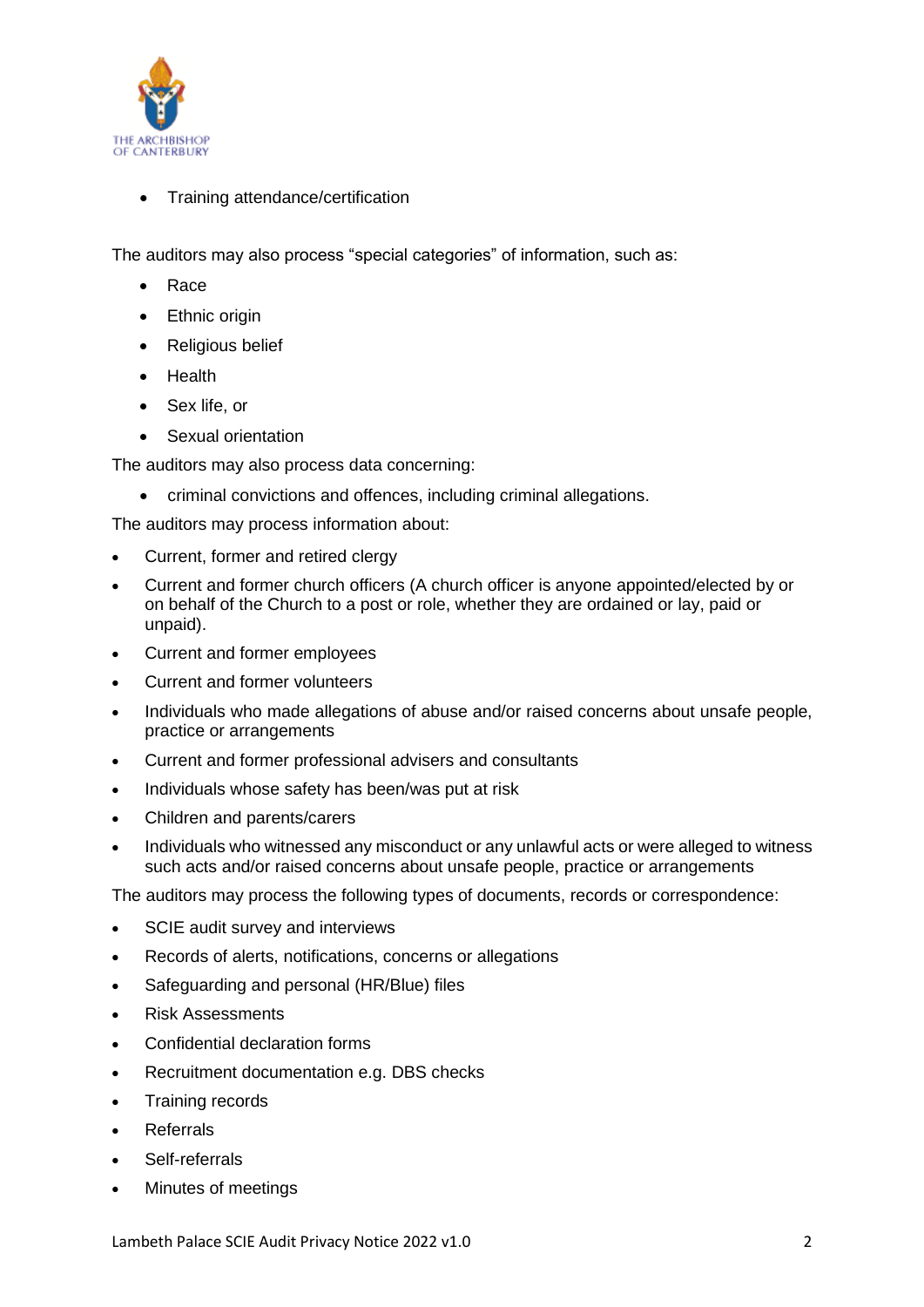- Training attendance/certification

The auditors may also process “special categories” of information, such as:

- Race
- Ethnic origin
- Religious belief
- Health
- Sex life, or
- Sexual orientation

The auditors may also process data concerning:

- criminal convictions and offences, including criminal allegations.

The auditors may process information about:

- Current, former and retired clergy
- Current and former church officers (A church officer is anyone appointed/elected by or on behalf of the Church to a post or role, whether they are ordained or lay, paid or unpaid).
- Current and former employees
- Current and former volunteers
- Individuals who made allegations of abuse and/or raised concerns about unsafe people, practice or arrangements
- Current and former professional advisers and consultants
- Individuals whose safety has been/was put at risk
- Children and parents/carers
- Individuals who witnessed any misconduct or any unlawful acts or were alleged to witness such acts and/or raised concerns about unsafe people, practice or arrangements

The auditors may process the following types of documents, records or correspondence:

- SCIE audit survey and interviews
- Records of alerts, notifications, concerns or allegations
- Safeguarding and personal (HR/Blue) files
- Risk Assessments
- Confidential declaration forms
- Recruitment documentation e.g. DBS checks
- Training records
- Referrals
- Self-referrals
- Minutes of meetings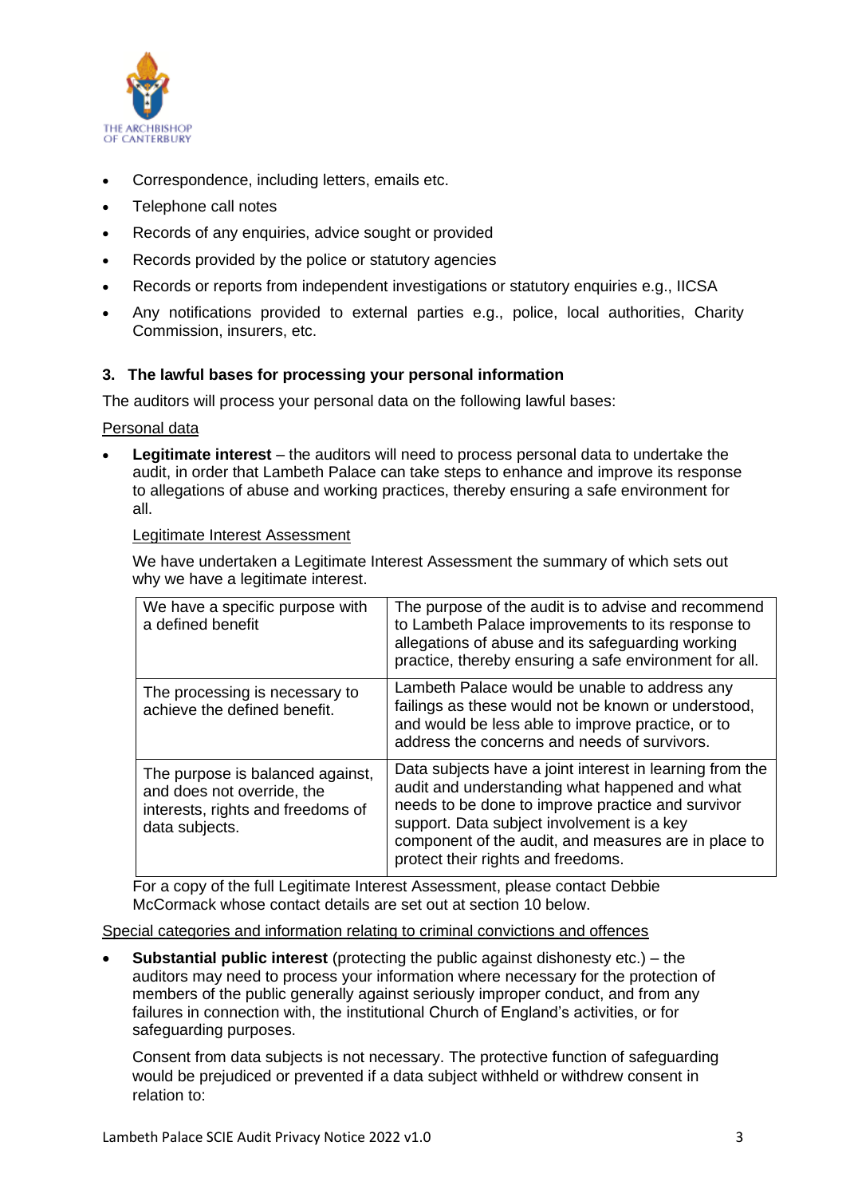- Correspondence, including letters, emails etc.
- Telephone call notes
- Records of any enquiries, advice sought or provided
- Records provided by the police or statutory agencies
- Records or reports from independent investigations or statutory enquiries e.g., IICSA
- Any notifications provided to external parties e.g., police, local authorities, Charity Commission, insurers, etc.

### 3. The lawful bases for processing your personal information

The auditors will process your personal data on the following lawful bases:

Personal data

- **Legitimate interest** – the auditors will need to process personal data to undertake the audit, in order that Lambeth Palace can take steps to enhance and improve its response to allegations of abuse and working practices, thereby ensuring a safe environment for all.

  Legitimate Interest Assessment

  We have undertaken a Legitimate Interest Assessment the summary of which sets out why we have a legitimate interest.

| | |
|---|---|
| We have a specific purpose with a defined benefit | The purpose of the audit is to advise and recommend to Lambeth Palace improvements to its response to allegations of abuse and its safeguarding working practice, thereby ensuring a safe environment for all. |
| The processing is necessary to achieve the defined benefit. | Lambeth Palace would be unable to address any failings as these would not be known or understood, and would be less able to improve practice, or to address the concerns and needs of survivors. |
| The purpose is balanced against, and does not override, the interests, rights and freedoms of data subjects. | Data subjects have a joint interest in learning from the audit and understanding what happened and what needs to be done to improve practice and survivor support. Data subject involvement is a key component of the audit, and measures are in place to protect their rights and freedoms. |

  For a copy of the full Legitimate Interest Assessment, please contact Debbie McCormack whose contact details are set out at section 10 below.

Special categories and information relating to criminal convictions and offences

- **Substantial public interest** (protecting the public against dishonesty etc.) – the auditors may need to process your information where necessary for the protection of members of the public generally against seriously improper conduct, and from any failures in connection with, the institutional Church of England's activities, or for safeguarding purposes.

  Consent from data subjects is not necessary. The protective function of safeguarding would be prejudiced or prevented if a data subject withheld or withdrew consent in relation to: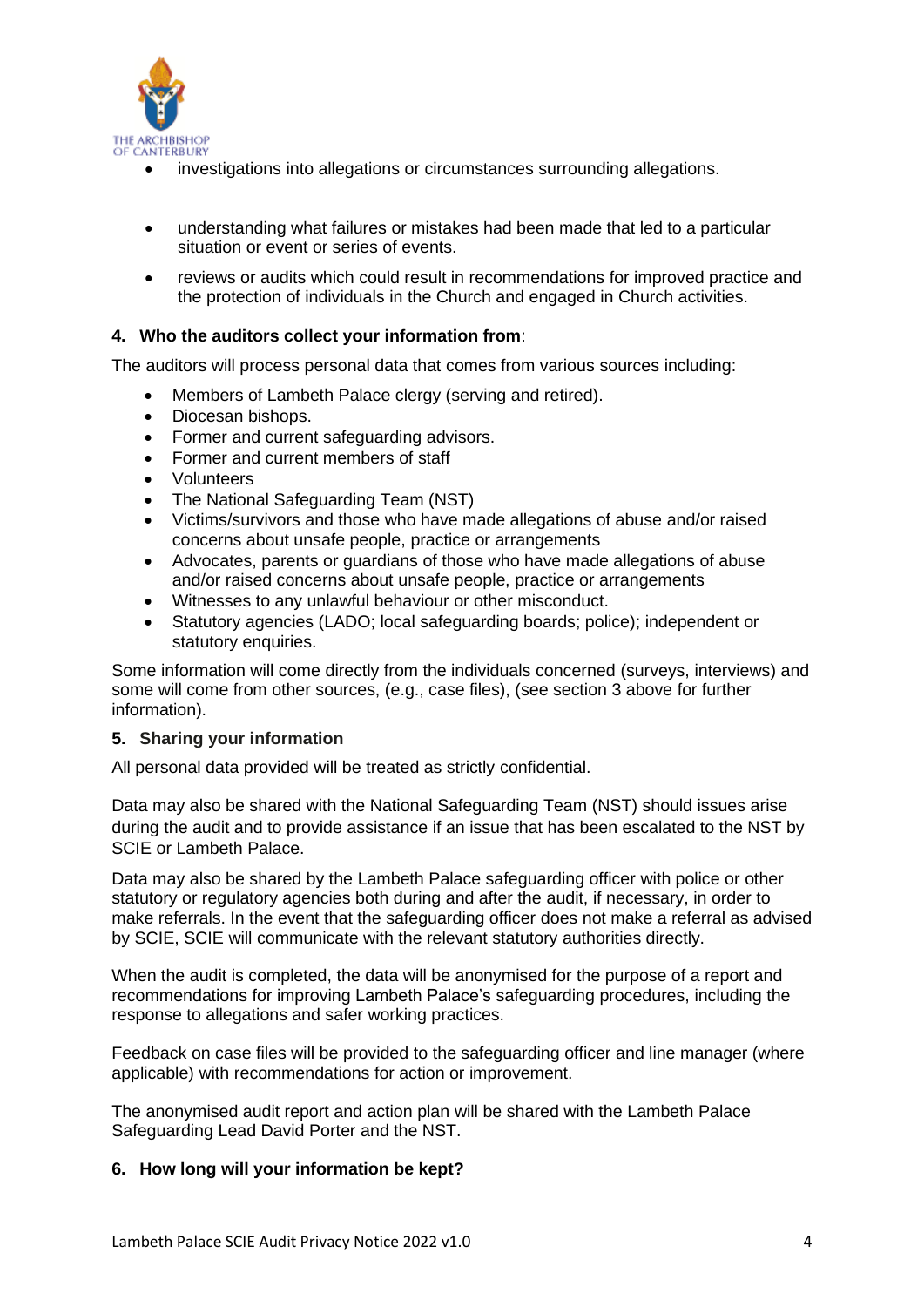- investigations into allegations or circumstances surrounding allegations.

- understanding what failures or mistakes had been made that led to a particular situation or event or series of events.
- reviews or audits which could result in recommendations for improved practice and the protection of individuals in the Church and engaged in Church activities.

## 4. Who the auditors collect your information from:

The auditors will process personal data that comes from various sources including:

- Members of Lambeth Palace clergy (serving and retired).
- Diocesan bishops.
- Former and current safeguarding advisors.
- Former and current members of staff
- Volunteers
- The National Safeguarding Team (NST)
- Victims/survivors and those who have made allegations of abuse and/or raised concerns about unsafe people, practice or arrangements
- Advocates, parents or guardians of those who have made allegations of abuse and/or raised concerns about unsafe people, practice or arrangements
- Witnesses to any unlawful behaviour or other misconduct.
- Statutory agencies (LADO; local safeguarding boards; police); independent or statutory enquiries.

Some information will come directly from the individuals concerned (surveys, interviews) and some will come from other sources, (e.g., case files), (see section 3 above for further information).

## 5. Sharing your information

All personal data provided will be treated as strictly confidential.

Data may also be shared with the National Safeguarding Team (NST) should issues arise during the audit and to provide assistance if an issue that has been escalated to the NST by SCIE or Lambeth Palace.

Data may also be shared by the Lambeth Palace safeguarding officer with police or other statutory or regulatory agencies both during and after the audit, if necessary, in order to make referrals. In the event that the safeguarding officer does not make a referral as advised by SCIE, SCIE will communicate with the relevant statutory authorities directly.

When the audit is completed, the data will be anonymised for the purpose of a report and recommendations for improving Lambeth Palace's safeguarding procedures, including the response to allegations and safer working practices.

Feedback on case files will be provided to the safeguarding officer and line manager (where applicable) with recommendations for action or improvement.

The anonymised audit report and action plan will be shared with the Lambeth Palace Safeguarding Lead David Porter and the NST.

## 6. How long will your information be kept?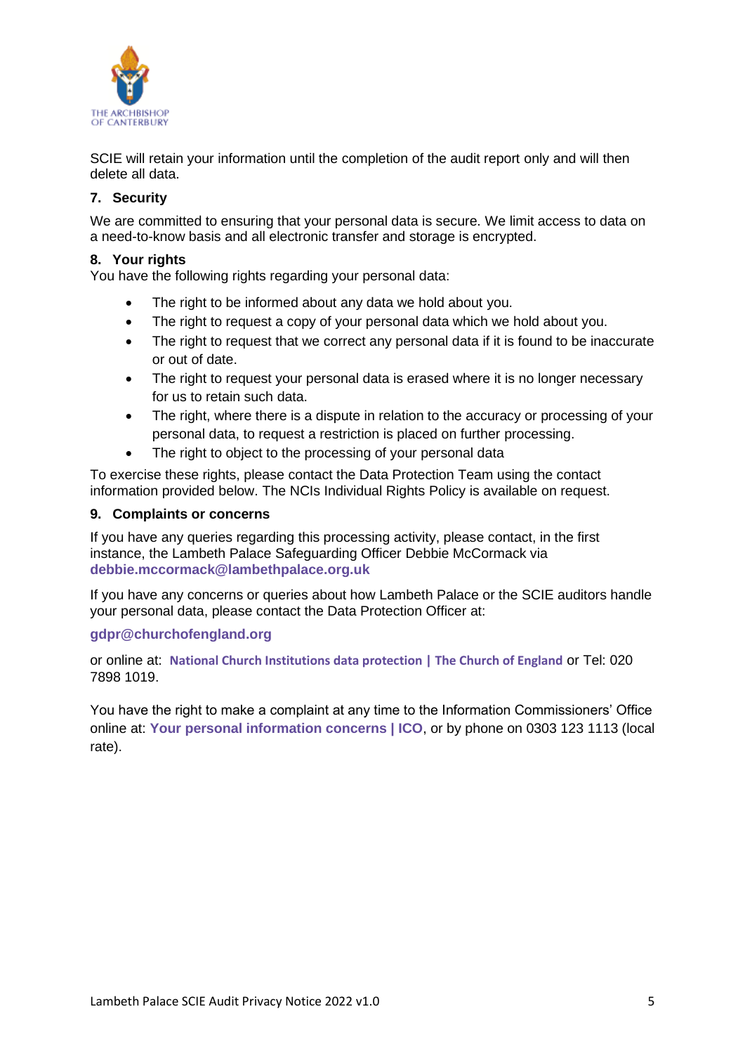SCIE will retain your information until the completion of the audit report only and will then delete all data.

## 7. Security

We are committed to ensuring that your personal data is secure. We limit access to data on a need-to-know basis and all electronic transfer and storage is encrypted.

## 8. Your rights

You have the following rights regarding your personal data:

- The right to be informed about any data we hold about you.
- The right to request a copy of your personal data which we hold about you.
- The right to request that we correct any personal data if it is found to be inaccurate or out of date.
- The right to request your personal data is erased where it is no longer necessary for us to retain such data.
- The right, where there is a dispute in relation to the accuracy or processing of your personal data, to request a restriction is placed on further processing.
- The right to object to the processing of your personal data

To exercise these rights, please contact the Data Protection Team using the contact information provided below. The NCIs Individual Rights Policy is available on request.

## 9. Complaints or concerns

If you have any queries regarding this processing activity, please contact, in the first instance, the Lambeth Palace Safeguarding Officer Debbie McCormack via **debbie.mccormack@lambethpalace.org.uk**

If you have any concerns or queries about how Lambeth Palace or the SCIE auditors handle your personal data, please contact the Data Protection Officer at:

**gdpr@churchofengland.org**

or online at: **National Church Institutions data protection | The Church of England** or Tel: 020 7898 1019.

You have the right to make a complaint at any time to the Information Commissioners' Office online at: **Your personal information concerns | ICO**, or by phone on 0303 123 1113 (local rate).